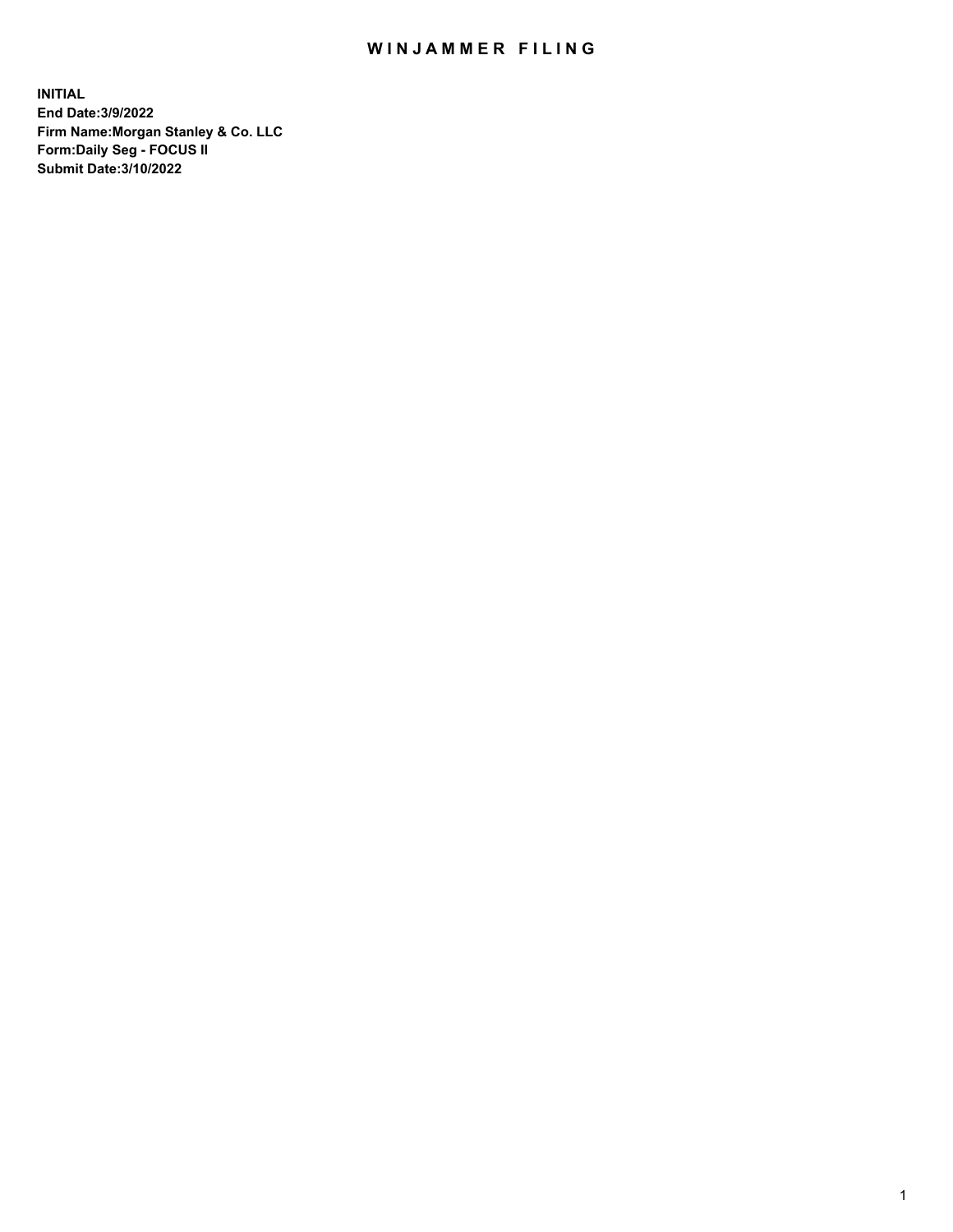# WINJAMMER FILING

**INITIAL**
**End Date:3/9/2022**
**Firm Name:Morgan Stanley & Co. LLC**
**Form:Daily Seg - FOCUS II**
**Submit Date:3/10/2022**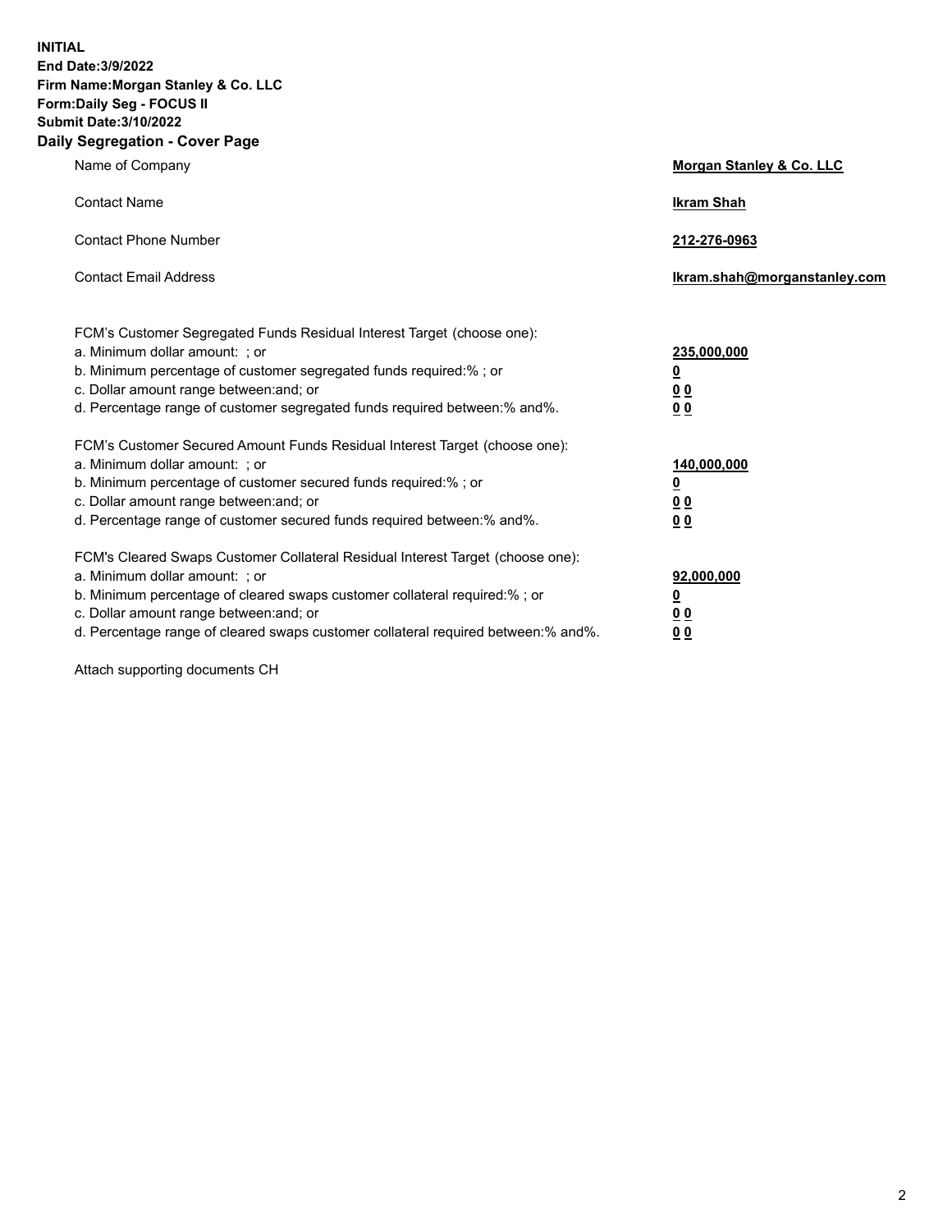**INITIAL**
**End Date:3/9/2022**
**Firm Name:Morgan Stanley & Co. LLC**
**Form:Daily Seg - FOCUS II**
**Submit Date:3/10/2022**

## Daily Segregation - Cover Page

| | |
|---|---|
| Name of Company | **Morgan Stanley & Co. LLC** |
| Contact Name | **Ikram Shah** |
| Contact Phone Number | **212-276-0963** |
| Contact Email Address | **Ikram.shah@morganstanley.com** |

FCM's Customer Segregated Funds Residual Interest Target (choose one):

| | |
|---|---|
| a. Minimum dollar amount: ; or | **235,000,000** |
| b. Minimum percentage of customer segregated funds required:% ; or | **0** |
| c. Dollar amount range between:and; or | **0 0** |
| d. Percentage range of customer segregated funds required between:% and%. | **0 0** |

FCM's Customer Secured Amount Funds Residual Interest Target (choose one):

| | |
|---|---|
| a. Minimum dollar amount: ; or | **140,000,000** |
| b. Minimum percentage of customer secured funds required:% ; or | **0** |
| c. Dollar amount range between:and; or | **0 0** |
| d. Percentage range of customer secured funds required between:% and%. | **0 0** |

FCM's Cleared Swaps Customer Collateral Residual Interest Target (choose one):

| | |
|---|---|
| a. Minimum dollar amount: ; or | **92,000,000** |
| b. Minimum percentage of cleared swaps customer collateral required:% ; or | **0** |
| c. Dollar amount range between:and; or | **0 0** |
| d. Percentage range of cleared swaps customer collateral required between:% and%. | **0 0** |

Attach supporting documents CH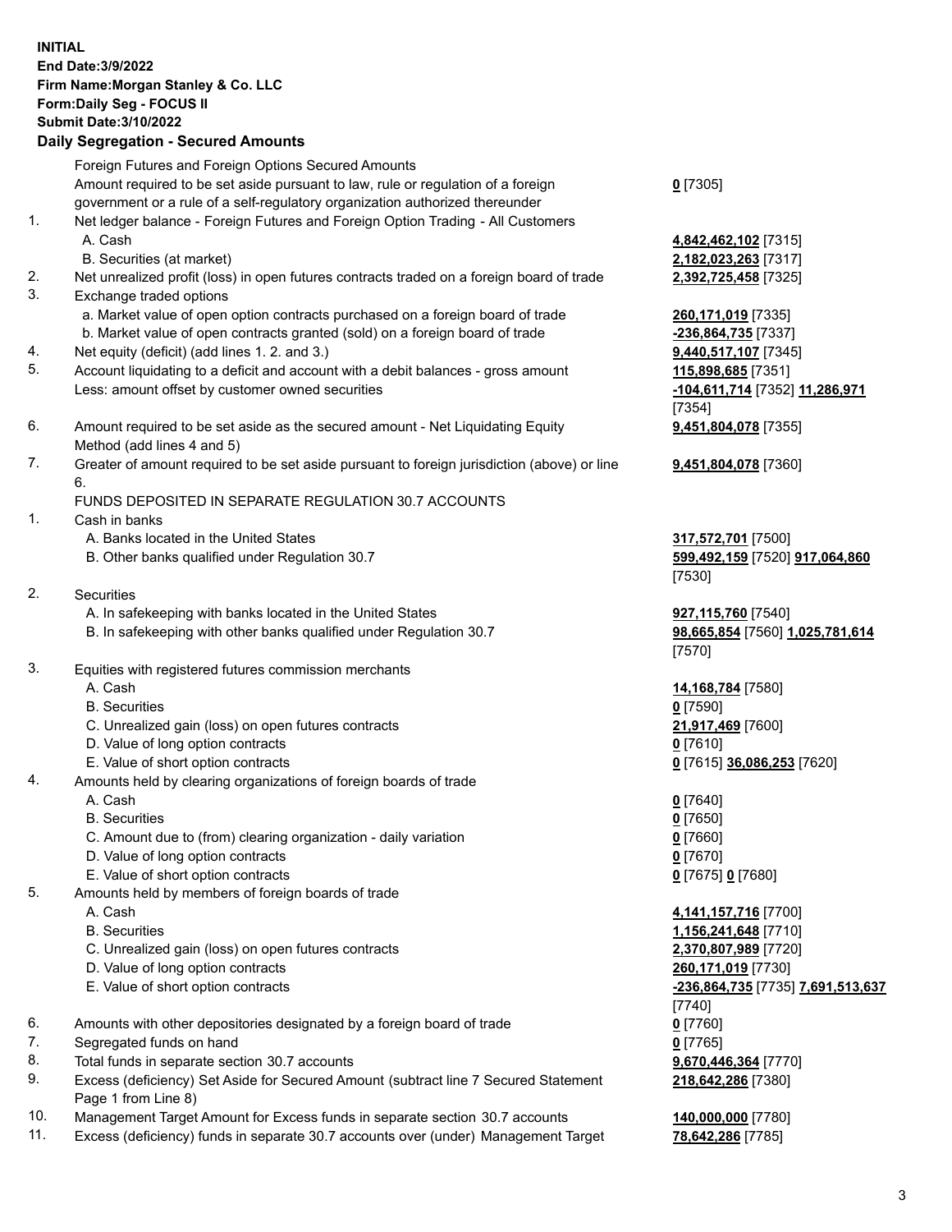**INITIAL**
**End Date:3/9/2022**
**Firm Name:Morgan Stanley & Co. LLC**
**Form:Daily Seg - FOCUS II**
**Submit Date:3/10/2022**

## Daily Segregation - Secured Amounts

| | | |
|---|---|---|
| | Foreign Futures and Foreign Options Secured Amounts | |
| | Amount required to be set aside pursuant to law, rule or regulation of a foreign government or a rule of a self-regulatory organization authorized thereunder | **0** [7305] |
| 1. | Net ledger balance - Foreign Futures and Foreign Option Trading - All Customers | |
| | A. Cash | **4,842,462,102** [7315] |
| | B. Securities (at market) | **2,182,023,263** [7317] |
| 2. | Net unrealized profit (loss) in open futures contracts traded on a foreign board of trade | **2,392,725,458** [7325] |
| 3. | Exchange traded options | |
| | a. Market value of open option contracts purchased on a foreign board of trade | **260,171,019** [7335] |
| | b. Market value of open contracts granted (sold) on a foreign board of trade | **-236,864,735** [7337] |
| 4. | Net equity (deficit) (add lines 1. 2. and 3.) | **9,440,517,107** [7345] |
| 5. | Account liquidating to a deficit and account with a debit balances - gross amount | **115,898,685** [7351] |
| | Less: amount offset by customer owned securities | **-104,611,714** [7352] **11,286,971** [7354] |
| 6. | Amount required to be set aside as the secured amount - Net Liquidating Equity Method (add lines 4 and 5) | **9,451,804,078** [7355] |
| 7. | Greater of amount required to be set aside pursuant to foreign jurisdiction (above) or line 6. | **9,451,804,078** [7360] |
| | FUNDS DEPOSITED IN SEPARATE REGULATION 30.7 ACCOUNTS | |
| 1. | Cash in banks | |
| | A. Banks located in the United States | **317,572,701** [7500] |
| | B. Other banks qualified under Regulation 30.7 | **599,492,159** [7520] **917,064,860** [7530] |
| 2. | Securities | |
| | A. In safekeeping with banks located in the United States | **927,115,760** [7540] |
| | B. In safekeeping with other banks qualified under Regulation 30.7 | **98,665,854** [7560] **1,025,781,614** [7570] |
| 3. | Equities with registered futures commission merchants | |
| | A. Cash | **14,168,784** [7580] |
| | B. Securities | **0** [7590] |
| | C. Unrealized gain (loss) on open futures contracts | **21,917,469** [7600] |
| | D. Value of long option contracts | **0** [7610] |
| | E. Value of short option contracts | **0** [7615] **36,086,253** [7620] |
| 4. | Amounts held by clearing organizations of foreign boards of trade | |
| | A. Cash | **0** [7640] |
| | B. Securities | **0** [7650] |
| | C. Amount due to (from) clearing organization - daily variation | **0** [7660] |
| | D. Value of long option contracts | **0** [7670] |
| | E. Value of short option contracts | **0** [7675] **0** [7680] |
| 5. | Amounts held by members of foreign boards of trade | |
| | A. Cash | **4,141,157,716** [7700] |
| | B. Securities | **1,156,241,648** [7710] |
| | C. Unrealized gain (loss) on open futures contracts | **2,370,807,989** [7720] |
| | D. Value of long option contracts | **260,171,019** [7730] |
| | E. Value of short option contracts | **-236,864,735** [7735] **7,691,513,637** [7740] |
| 6. | Amounts with other depositories designated by a foreign board of trade | **0** [7760] |
| 7. | Segregated funds on hand | **0** [7765] |
| 8. | Total funds in separate section 30.7 accounts | **9,670,446,364** [7770] |
| 9. | Excess (deficiency) Set Aside for Secured Amount (subtract line 7 Secured Statement Page 1 from Line 8) | **218,642,286** [7380] |
| 10. | Management Target Amount for Excess funds in separate section 30.7 accounts | **140,000,000** [7780] |
| 11. | Excess (deficiency) funds in separate 30.7 accounts over (under) Management Target | **78,642,286** [7785] |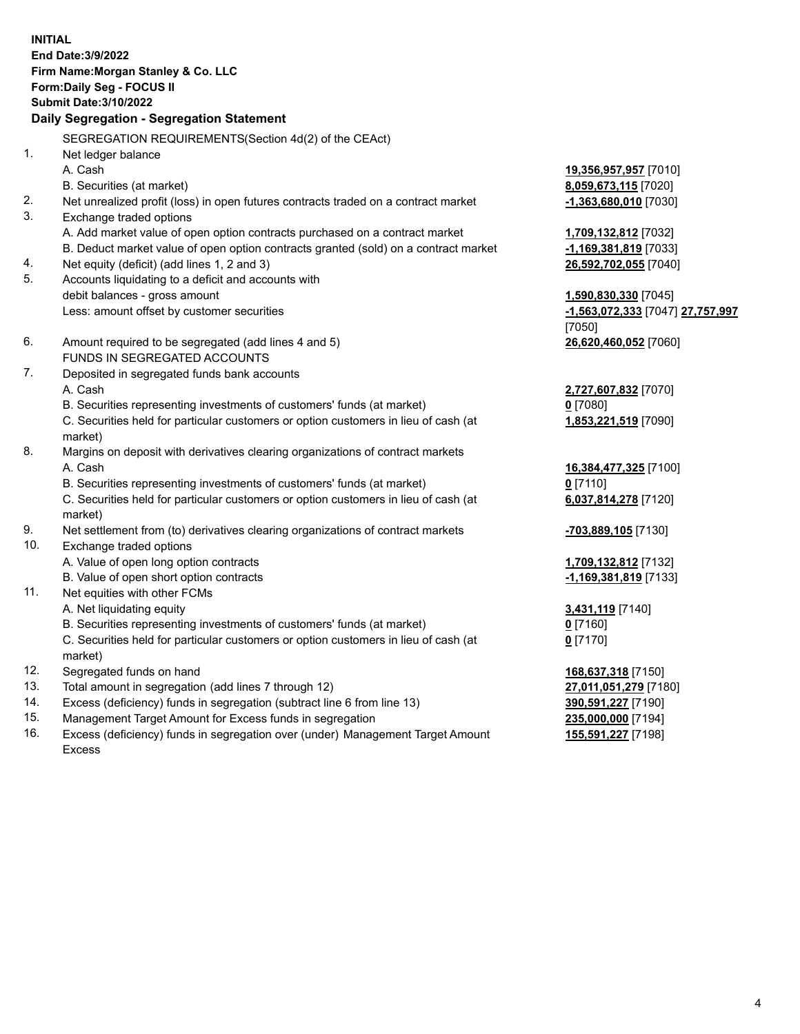**INITIAL**
**End Date:3/9/2022**
**Firm Name:Morgan Stanley & Co. LLC**
**Form:Daily Seg - FOCUS II**
**Submit Date:3/10/2022**

## Daily Segregation - Segregation Statement

SEGREGATION REQUIREMENTS(Section 4d(2) of the CEAct)

| | | |
|---|---|---|
| 1. | Net ledger balance | |
| | A. Cash | **19,356,957,957** [7010] |
| | B. Securities (at market) | **8,059,673,115** [7020] |
| 2. | Net unrealized profit (loss) in open futures contracts traded on a contract market | **-1,363,680,010** [7030] |
| 3. | Exchange traded options | |
| | A. Add market value of open option contracts purchased on a contract market | **1,709,132,812** [7032] |
| | B. Deduct market value of open option contracts granted (sold) on a contract market | **-1,169,381,819** [7033] |
| 4. | Net equity (deficit) (add lines 1, 2 and 3) | **26,592,702,055** [7040] |
| 5. | Accounts liquidating to a deficit and accounts with debit balances - gross amount | **1,590,830,330** [7045] |
| | Less: amount offset by customer securities | **-1,563,072,333** [7047] **27,757,997** [7050] |
| 6. | Amount required to be segregated (add lines 4 and 5) | **26,620,460,052** [7060] |
| | FUNDS IN SEGREGATED ACCOUNTS | |
| 7. | Deposited in segregated funds bank accounts | |
| | A. Cash | **2,727,607,832** [7070] |
| | B. Securities representing investments of customers' funds (at market) | **0** [7080] |
| | C. Securities held for particular customers or option customers in lieu of cash (at market) | **1,853,221,519** [7090] |
| 8. | Margins on deposit with derivatives clearing organizations of contract markets | |
| | A. Cash | **16,384,477,325** [7100] |
| | B. Securities representing investments of customers' funds (at market) | **0** [7110] |
| | C. Securities held for particular customers or option customers in lieu of cash (at market) | **6,037,814,278** [7120] |
| 9. | Net settlement from (to) derivatives clearing organizations of contract markets | **-703,889,105** [7130] |
| 10. | Exchange traded options | |
| | A. Value of open long option contracts | **1,709,132,812** [7132] |
| | B. Value of open short option contracts | **-1,169,381,819** [7133] |
| 11. | Net equities with other FCMs | |
| | A. Net liquidating equity | **3,431,119** [7140] |
| | B. Securities representing investments of customers' funds (at market) | **0** [7160] |
| | C. Securities held for particular customers or option customers in lieu of cash (at market) | **0** [7170] |
| 12. | Segregated funds on hand | **168,637,318** [7150] |
| 13. | Total amount in segregation (add lines 7 through 12) | **27,011,051,279** [7180] |
| 14. | Excess (deficiency) funds in segregation (subtract line 6 from line 13) | **390,591,227** [7190] |
| 15. | Management Target Amount for Excess funds in segregation | **235,000,000** [7194] |
| 16. | Excess (deficiency) funds in segregation over (under) Management Target Amount Excess | **155,591,227** [7198] |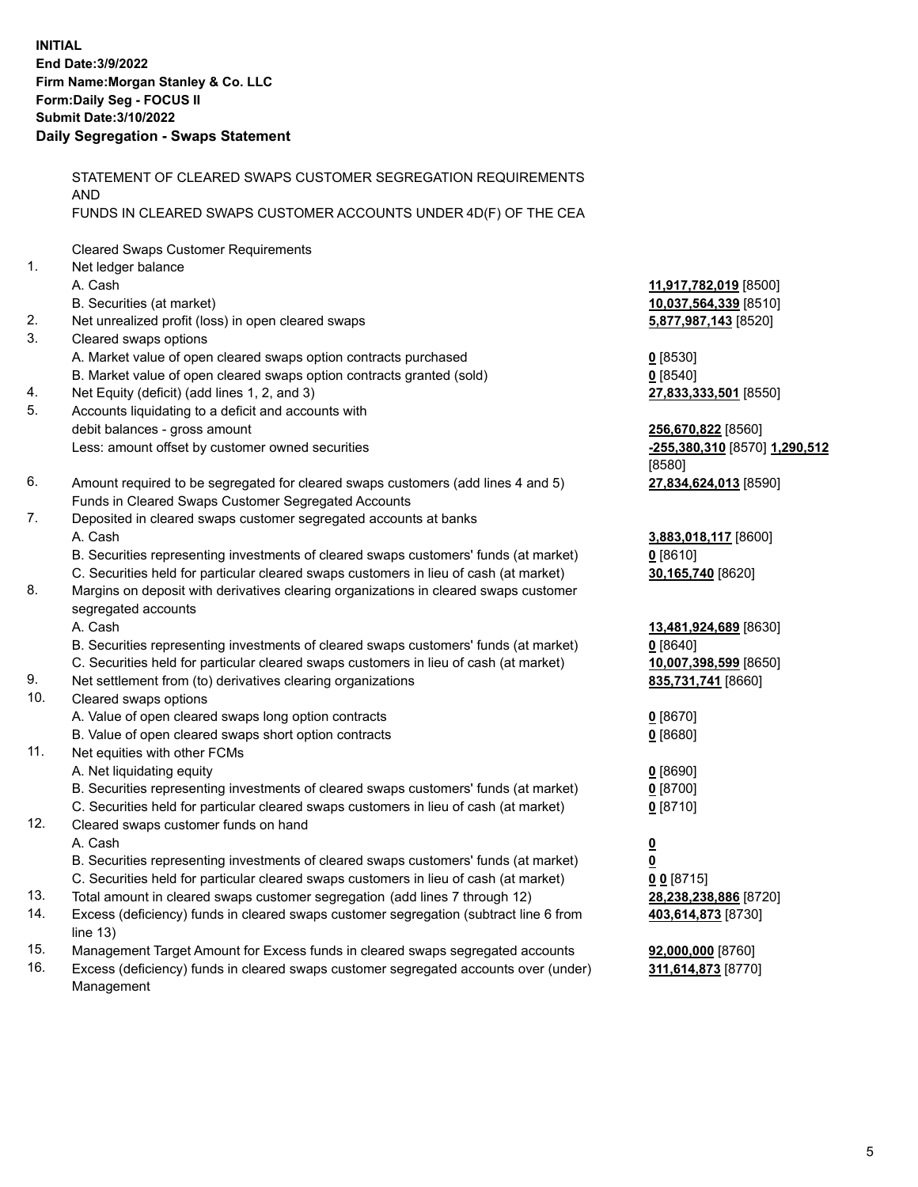**INITIAL**
**End Date:3/9/2022**
**Firm Name:Morgan Stanley & Co. LLC**
**Form:Daily Seg - FOCUS II**
**Submit Date:3/10/2022**
**Daily Segregation - Swaps Statement**

STATEMENT OF CLEARED SWAPS CUSTOMER SEGREGATION REQUIREMENTS AND FUNDS IN CLEARED SWAPS CUSTOMER ACCOUNTS UNDER 4D(F) OF THE CEA

| | | |
|---|---|---|
| | Cleared Swaps Customer Requirements | |
| 1. | Net ledger balance | |
| | A. Cash | **11,917,782,019** [8500] |
| | B. Securities (at market) | **10,037,564,339** [8510] |
| 2. | Net unrealized profit (loss) in open cleared swaps | **5,877,987,143** [8520] |
| 3. | Cleared swaps options | |
| | A. Market value of open cleared swaps option contracts purchased | **0** [8530] |
| | B. Market value of open cleared swaps option contracts granted (sold) | **0** [8540] |
| 4. | Net Equity (deficit) (add lines 1, 2, and 3) | **27,833,333,501** [8550] |
| 5. | Accounts liquidating to a deficit and accounts with debit balances - gross amount | **256,670,822** [8560] |
| | Less: amount offset by customer owned securities | **-255,380,310** [8570] **1,290,512** [8580] |
| 6. | Amount required to be segregated for cleared swaps customers (add lines 4 and 5) | **27,834,624,013** [8590] |
| | Funds in Cleared Swaps Customer Segregated Accounts | |
| 7. | Deposited in cleared swaps customer segregated accounts at banks | |
| | A. Cash | **3,883,018,117** [8600] |
| | B. Securities representing investments of cleared swaps customers' funds (at market) | **0** [8610] |
| | C. Securities held for particular cleared swaps customers in lieu of cash (at market) | **30,165,740** [8620] |
| 8. | Margins on deposit with derivatives clearing organizations in cleared swaps customer segregated accounts | |
| | A. Cash | **13,481,924,689** [8630] |
| | B. Securities representing investments of cleared swaps customers' funds (at market) | **0** [8640] |
| | C. Securities held for particular cleared swaps customers in lieu of cash (at market) | **10,007,398,599** [8650] |
| 9. | Net settlement from (to) derivatives clearing organizations | **835,731,741** [8660] |
| 10. | Cleared swaps options | |
| | A. Value of open cleared swaps long option contracts | **0** [8670] |
| | B. Value of open cleared swaps short option contracts | **0** [8680] |
| 11. | Net equities with other FCMs | |
| | A. Net liquidating equity | **0** [8690] |
| | B. Securities representing investments of cleared swaps customers' funds (at market) | **0** [8700] |
| | C. Securities held for particular cleared swaps customers in lieu of cash (at market) | **0** [8710] |
| 12. | Cleared swaps customer funds on hand | |
| | A. Cash | **0** |
| | B. Securities representing investments of cleared swaps customers' funds (at market) | **0** |
| | C. Securities held for particular cleared swaps customers in lieu of cash (at market) | **0** **0** [8715] |
| 13. | Total amount in cleared swaps customer segregation (add lines 7 through 12) | **28,238,238,886** [8720] |
| 14. | Excess (deficiency) funds in cleared swaps customer segregation (subtract line 6 from line 13) | **403,614,873** [8730] |
| 15. | Management Target Amount for Excess funds in cleared swaps segregated accounts | **92,000,000** [8760] |
| 16. | Excess (deficiency) funds in cleared swaps customer segregated accounts over (under) Management | **311,614,873** [8770] |